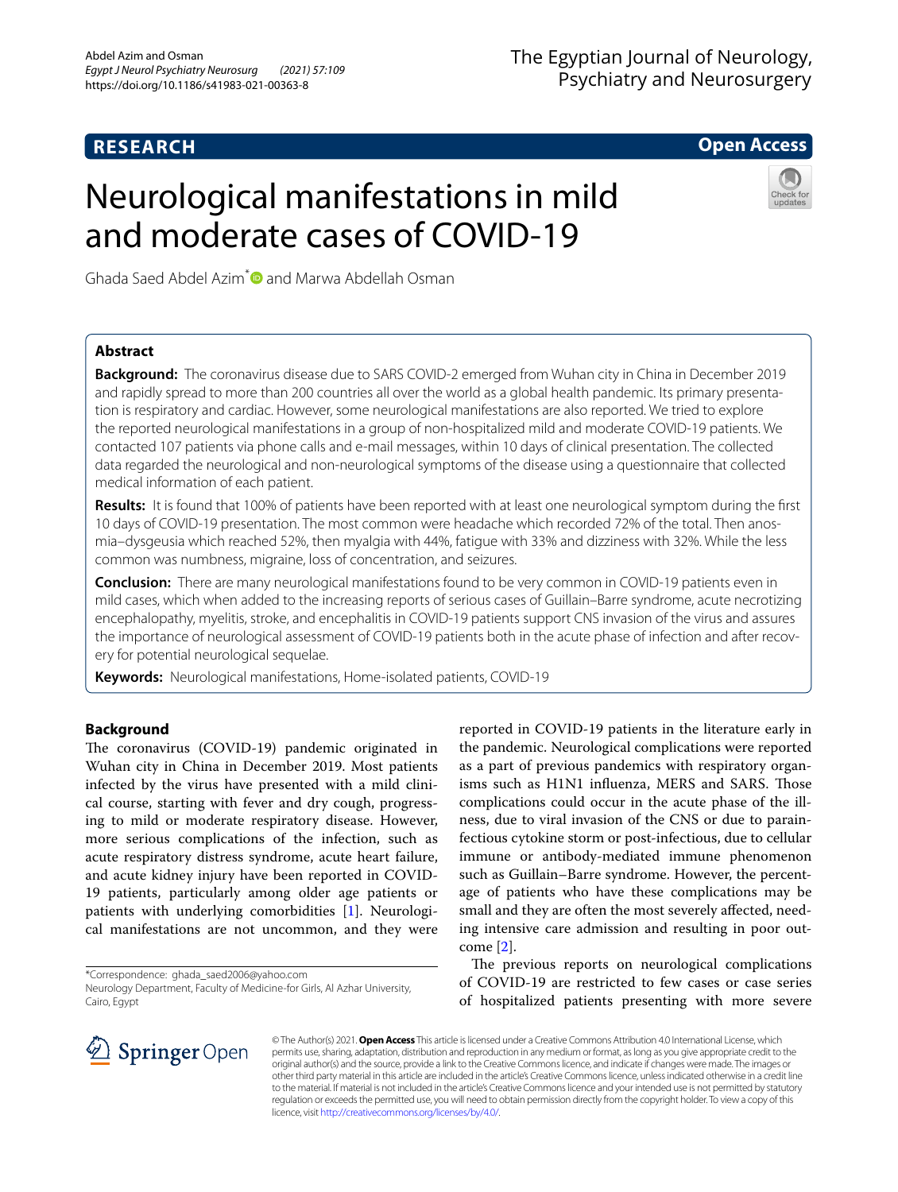RESEARCH

Open Access

# Neurological manifestations in mild and moderate cases of COVID-19

Ghada Saed Abdel Azim* and Marwa Abdellah Osman

## Abstract

**Background:** The coronavirus disease due to SARS COVID-2 emerged from Wuhan city in China in December 2019 and rapidly spread to more than 200 countries all over the world as a global health pandemic. Its primary presentation is respiratory and cardiac. However, some neurological manifestations are also reported. We tried to explore the reported neurological manifestations in a group of non-hospitalized mild and moderate COVID-19 patients. We contacted 107 patients via phone calls and e-mail messages, within 10 days of clinical presentation. The collected data regarded the neurological and non-neurological symptoms of the disease using a questionnaire that collected medical information of each patient.

**Results:** It is found that 100% of patients have been reported with at least one neurological symptom during the first 10 days of COVID-19 presentation. The most common were headache which recorded 72% of the total. Then anosmia–dysgeusia which reached 52%, then myalgia with 44%, fatigue with 33% and dizziness with 32%. While the less common was numbness, migraine, loss of concentration, and seizures.

**Conclusion:** There are many neurological manifestations found to be very common in COVID-19 patients even in mild cases, which when added to the increasing reports of serious cases of Guillain–Barre syndrome, acute necrotizing encephalopathy, myelitis, stroke, and encephalitis in COVID-19 patients support CNS invasion of the virus and assures the importance of neurological assessment of COVID-19 patients both in the acute phase of infection and after recovery for potential neurological sequelae.

**Keywords:** Neurological manifestations, Home-isolated patients, COVID-19

## Background

The coronavirus (COVID-19) pandemic originated in Wuhan city in China in December 2019. Most patients infected by the virus have presented with a mild clinical course, starting with fever and dry cough, progressing to mild or moderate respiratory disease. However, more serious complications of the infection, such as acute respiratory distress syndrome, acute heart failure, and acute kidney injury have been reported in COVID-19 patients, particularly among older age patients or patients with underlying comorbidities [1]. Neurological manifestations are not uncommon, and they were reported in COVID-19 patients in the literature early in the pandemic. Neurological complications were reported as a part of previous pandemics with respiratory organisms such as H1N1 influenza, MERS and SARS. Those complications could occur in the acute phase of the illness, due to viral invasion of the CNS or due to parainfectious cytokine storm or post-infectious, due to cellular immune or antibody-mediated immune phenomenon such as Guillain–Barre syndrome. However, the percentage of patients who have these complications may be small and they are often the most severely affected, needing intensive care admission and resulting in poor outcome [2].

The previous reports on neurological complications of COVID-19 are restricted to few cases or case series of hospitalized patients presenting with more severe

*Correspondence: ghada_saed2006@yahoo.com
Neurology Department, Faculty of Medicine-for Girls, Al Azhar University, Cairo, Egypt

© The Author(s) 2021. **Open Access** This article is licensed under a Creative Commons Attribution 4.0 International License, which permits use, sharing, adaptation, distribution and reproduction in any medium or format, as long as you give appropriate credit to the original author(s) and the source, provide a link to the Creative Commons licence, and indicate if changes were made. The images or other third party material in this article are included in the article's Creative Commons licence, unless indicated otherwise in a credit line to the material. If material is not included in the article's Creative Commons licence and your intended use is not permitted by statutory regulation or exceeds the permitted use, you will need to obtain permission directly from the copyright holder. To view a copy of this licence, visit http://creativecommons.org/licenses/by/4.0/.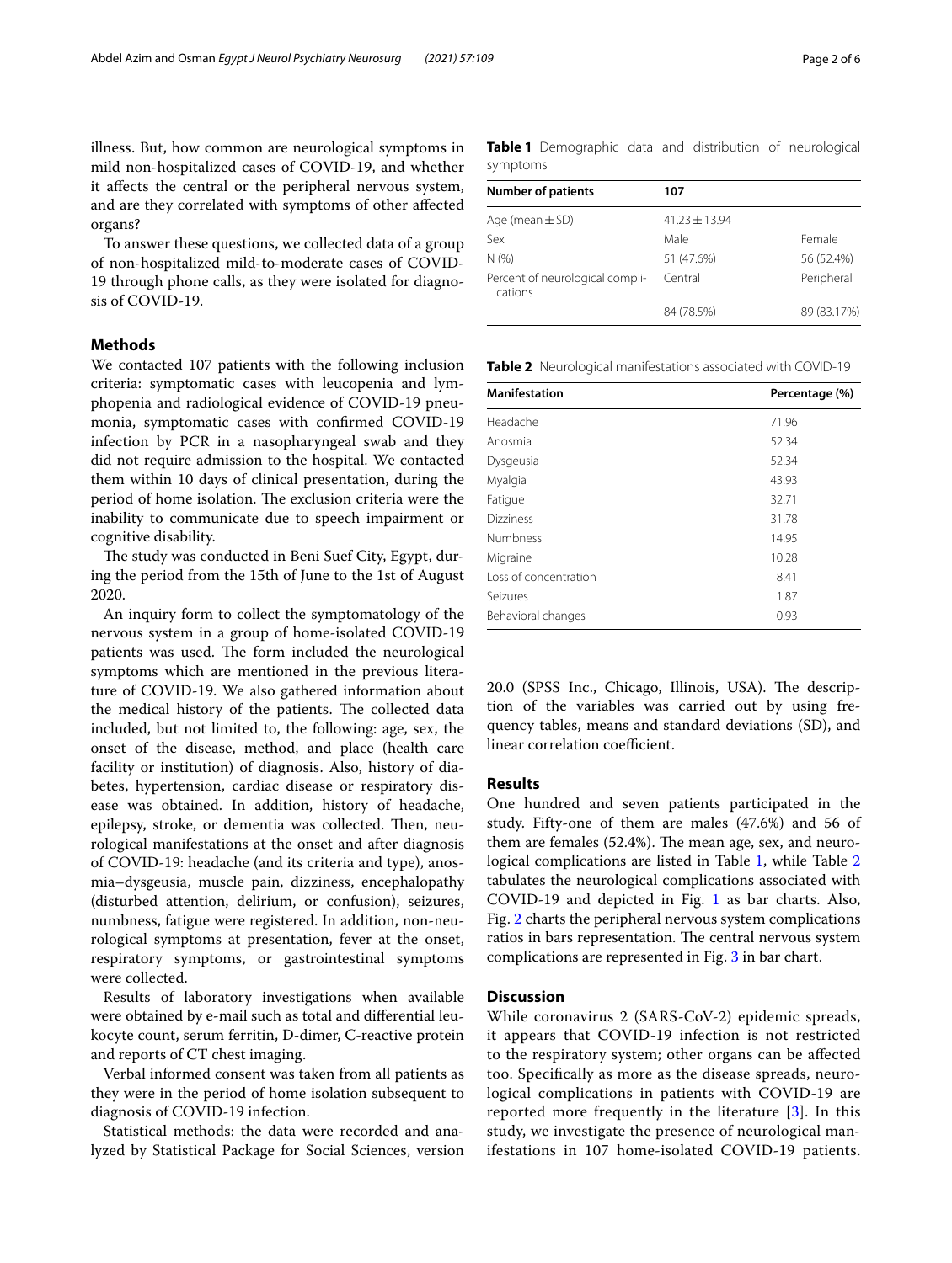illness. But, how common are neurological symptoms in mild non-hospitalized cases of COVID-19, and whether it affects the central or the peripheral nervous system, and are they correlated with symptoms of other affected organs?

To answer these questions, we collected data of a group of non-hospitalized mild-to-moderate cases of COVID-19 through phone calls, as they were isolated for diagnosis of COVID-19.

## Methods

We contacted 107 patients with the following inclusion criteria: symptomatic cases with leucopenia and lymphopenia and radiological evidence of COVID-19 pneumonia, symptomatic cases with confirmed COVID-19 infection by PCR in a nasopharyngeal swab and they did not require admission to the hospital. We contacted them within 10 days of clinical presentation, during the period of home isolation. The exclusion criteria were the inability to communicate due to speech impairment or cognitive disability.

The study was conducted in Beni Suef City, Egypt, during the period from the 15th of June to the 1st of August 2020.

An inquiry form to collect the symptomatology of the nervous system in a group of home-isolated COVID-19 patients was used. The form included the neurological symptoms which are mentioned in the previous literature of COVID-19. We also gathered information about the medical history of the patients. The collected data included, but not limited to, the following: age, sex, the onset of the disease, method, and place (health care facility or institution) of diagnosis. Also, history of diabetes, hypertension, cardiac disease or respiratory disease was obtained. In addition, history of headache, epilepsy, stroke, or dementia was collected. Then, neurological manifestations at the onset and after diagnosis of COVID-19: headache (and its criteria and type), anosmia–dysgeusia, muscle pain, dizziness, encephalopathy (disturbed attention, delirium, or confusion), seizures, numbness, fatigue were registered. In addition, non-neurological symptoms at presentation, fever at the onset, respiratory symptoms, or gastrointestinal symptoms were collected.

Results of laboratory investigations when available were obtained by e-mail such as total and differential leukocyte count, serum ferritin, D-dimer, C-reactive protein and reports of CT chest imaging.

Verbal informed consent was taken from all patients as they were in the period of home isolation subsequent to diagnosis of COVID-19 infection.

Statistical methods: the data were recorded and analyzed by Statistical Package for Social Sciences, version 20.0 (SPSS Inc., Chicago, Illinois, USA). The description of the variables was carried out by using frequency tables, means and standard deviations (SD), and linear correlation coefficient.

**Table 1** Demographic data and distribution of neurological symptoms

| Number of patients | 107 | |
|---|---|---|
| Age (mean ± SD) | 41.23 ± 13.94 | |
| Sex | Male | Female |
| N (%) | 51 (47.6%) | 56 (52.4%) |
| Percent of neurological complications | Central | Peripheral |
| | 84 (78.5%) | 89 (83.17%) |

**Table 2** Neurological manifestations associated with COVID-19

| Manifestation | Percentage (%) |
|---|---|
| Headache | 71.96 |
| Anosmia | 52.34 |
| Dysgeusia | 52.34 |
| Myalgia | 43.93 |
| Fatigue | 32.71 |
| Dizziness | 31.78 |
| Numbness | 14.95 |
| Migraine | 10.28 |
| Loss of concentration | 8.41 |
| Seizures | 1.87 |
| Behavioral changes | 0.93 |

## Results

One hundred and seven patients participated in the study. Fifty-one of them are males (47.6%) and 56 of them are females (52.4%). The mean age, sex, and neurological complications are listed in Table 1, while Table 2 tabulates the neurological complications associated with COVID-19 and depicted in Fig. 1 as bar charts. Also, Fig. 2 charts the peripheral nervous system complications ratios in bars representation. The central nervous system complications are represented in Fig. 3 in bar chart.

## Discussion

While coronavirus 2 (SARS-CoV-2) epidemic spreads, it appears that COVID-19 infection is not restricted to the respiratory system; other organs can be affected too. Specifically as more as the disease spreads, neurological complications in patients with COVID-19 are reported more frequently in the literature [3]. In this study, we investigate the presence of neurological manifestations in 107 home-isolated COVID-19 patients.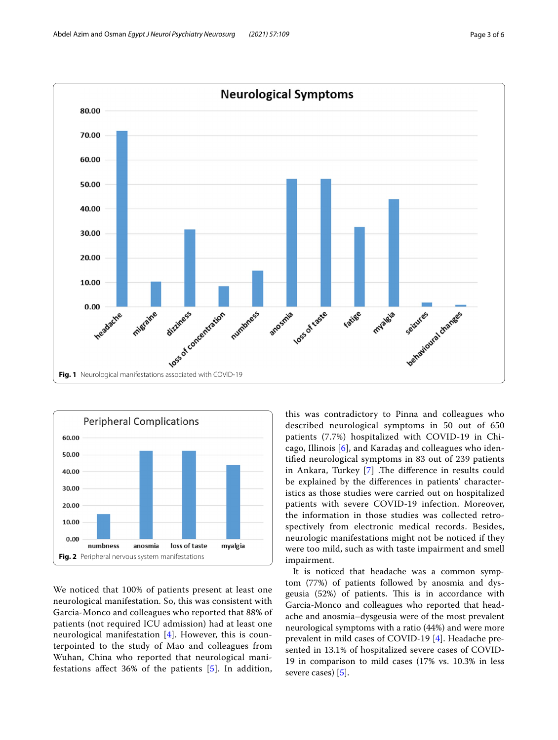Fig. 1 Neurological manifestations associated with COVID-19

Fig. 2 Peripheral nervous system manifestations

We noticed that 100% of patients present at least one neurological manifestation. So, this was consistent with Garcia-Monco and colleagues who reported that 88% of patients (not required ICU admission) had at least one neurological manifestation [4]. However, this is counterpointed to the study of Mao and colleagues from Wuhan, China who reported that neurological manifestations affect 36% of the patients [5]. In addition, this was contradictory to Pinna and colleagues who described neurological symptoms in 50 out of 650 patients (7.7%) hospitalized with COVID-19 in Chicago, Illinois [6], and Karadaş and colleagues who identified neurological symptoms in 83 out of 239 patients in Ankara, Turkey [7] .The difference in results could be explained by the differences in patients' characteristics as those studies were carried out on hospitalized patients with severe COVID-19 infection. Moreover, the information in those studies was collected retrospectively from electronic medical records. Besides, neurologic manifestations might not be noticed if they were too mild, such as with taste impairment and smell impairment.

It is noticed that headache was a common symptom (77%) of patients followed by anosmia and dysgeusia (52%) of patients. This is in accordance with Garcia-Monco and colleagues who reported that headache and anosmia–dysgeusia were of the most prevalent neurological symptoms with a ratio (44%) and were more prevalent in mild cases of COVID-19 [4]. Headache presented in 13.1% of hospitalized severe cases of COVID-19 in comparison to mild cases (17% vs. 10.3% in less severe cases) [5].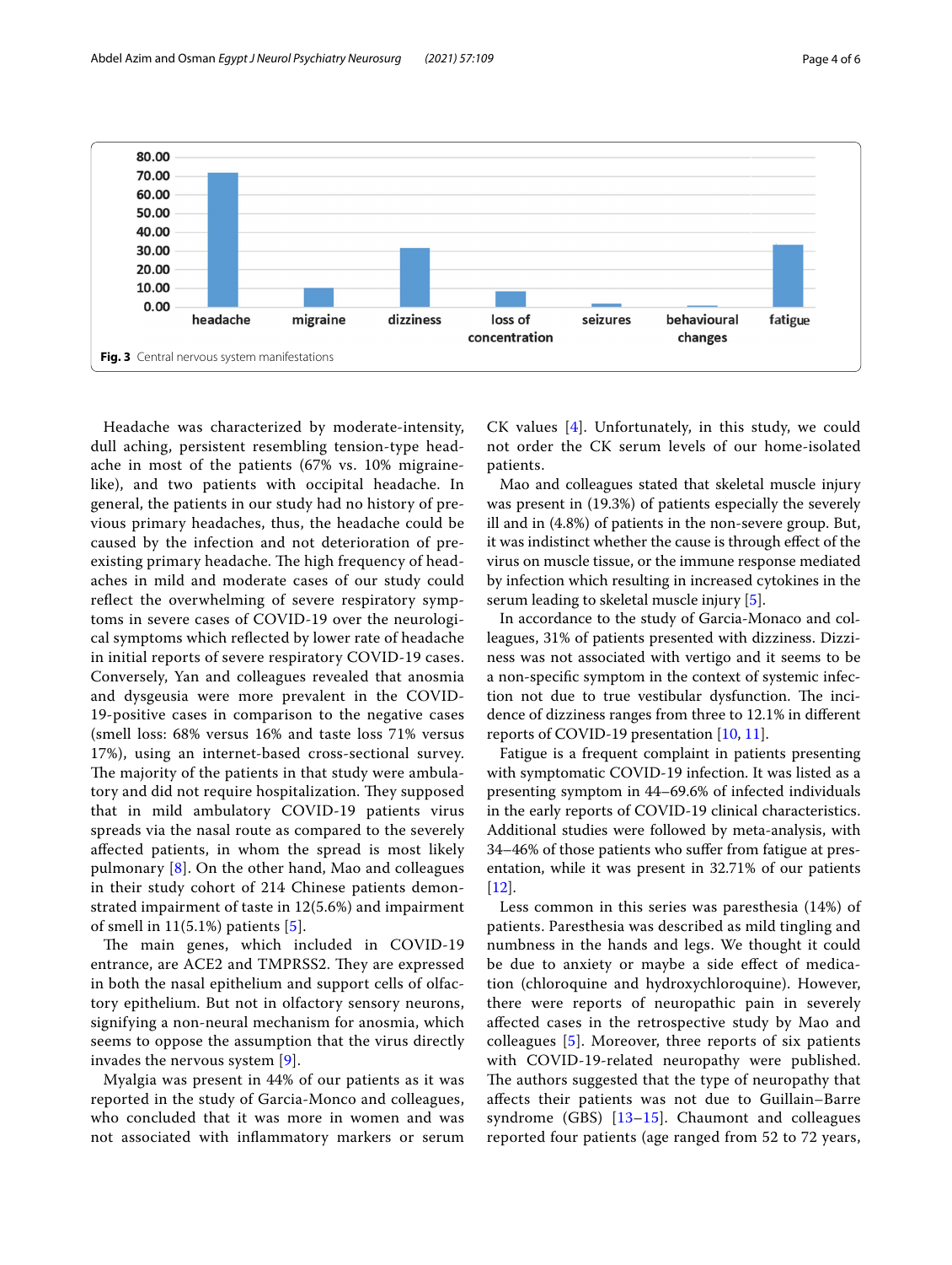Fig. 3 Central nervous system manifestations

Headache was characterized by moderate-intensity, dull aching, persistent resembling tension-type headache in most of the patients (67% vs. 10% migraine-like), and two patients with occipital headache. In general, the patients in our study had no history of previous primary headaches, thus, the headache could be caused by the infection and not deterioration of pre-existing primary headache. The high frequency of headaches in mild and moderate cases of our study could reflect the overwhelming of severe respiratory symptoms in severe cases of COVID-19 over the neurological symptoms which reflected by lower rate of headache in initial reports of severe respiratory COVID-19 cases. Conversely, Yan and colleagues revealed that anosmia and dysgeusia were more prevalent in the COVID-19-positive cases in comparison to the negative cases (smell loss: 68% versus 16% and taste loss 71% versus 17%), using an internet-based cross-sectional survey. The majority of the patients in that study were ambulatory and did not require hospitalization. They supposed that in mild ambulatory COVID-19 patients virus spreads via the nasal route as compared to the severely affected patients, in whom the spread is most likely pulmonary [8]. On the other hand, Mao and colleagues in their study cohort of 214 Chinese patients demonstrated impairment of taste in 12(5.6%) and impairment of smell in 11(5.1%) patients [5].

The main genes, which included in COVID-19 entrance, are ACE2 and TMPRSS2. They are expressed in both the nasal epithelium and support cells of olfactory epithelium. But not in olfactory sensory neurons, signifying a non-neural mechanism for anosmia, which seems to oppose the assumption that the virus directly invades the nervous system [9].

Myalgia was present in 44% of our patients as it was reported in the study of Garcia-Monco and colleagues, who concluded that it was more in women and was not associated with inflammatory markers or serum CK values [4]. Unfortunately, in this study, we could not order the CK serum levels of our home-isolated patients.

Mao and colleagues stated that skeletal muscle injury was present in (19.3%) of patients especially the severely ill and in (4.8%) of patients in the non-severe group. But, it was indistinct whether the cause is through effect of the virus on muscle tissue, or the immune response mediated by infection which resulting in increased cytokines in the serum leading to skeletal muscle injury [5].

In accordance to the study of Garcia-Monaco and colleagues, 31% of patients presented with dizziness. Dizziness was not associated with vertigo and it seems to be a non-specific symptom in the context of systemic infection not due to true vestibular dysfunction. The incidence of dizziness ranges from three to 12.1% in different reports of COVID-19 presentation [10, 11].

Fatigue is a frequent complaint in patients presenting with symptomatic COVID-19 infection. It was listed as a presenting symptom in 44–69.6% of infected individuals in the early reports of COVID-19 clinical characteristics. Additional studies were followed by meta-analysis, with 34–46% of those patients who suffer from fatigue at presentation, while it was present in 32.71% of our patients [12].

Less common in this series was paresthesia (14%) of patients. Paresthesia was described as mild tingling and numbness in the hands and legs. We thought it could be due to anxiety or maybe a side effect of medication (chloroquine and hydroxychloroquine). However, there were reports of neuropathic pain in severely affected cases in the retrospective study by Mao and colleagues [5]. Moreover, three reports of six patients with COVID-19-related neuropathy were published. The authors suggested that the type of neuropathy that affects their patients was not due to Guillain–Barre syndrome (GBS) [13–15]. Chaumont and colleagues reported four patients (age ranged from 52 to 72 years,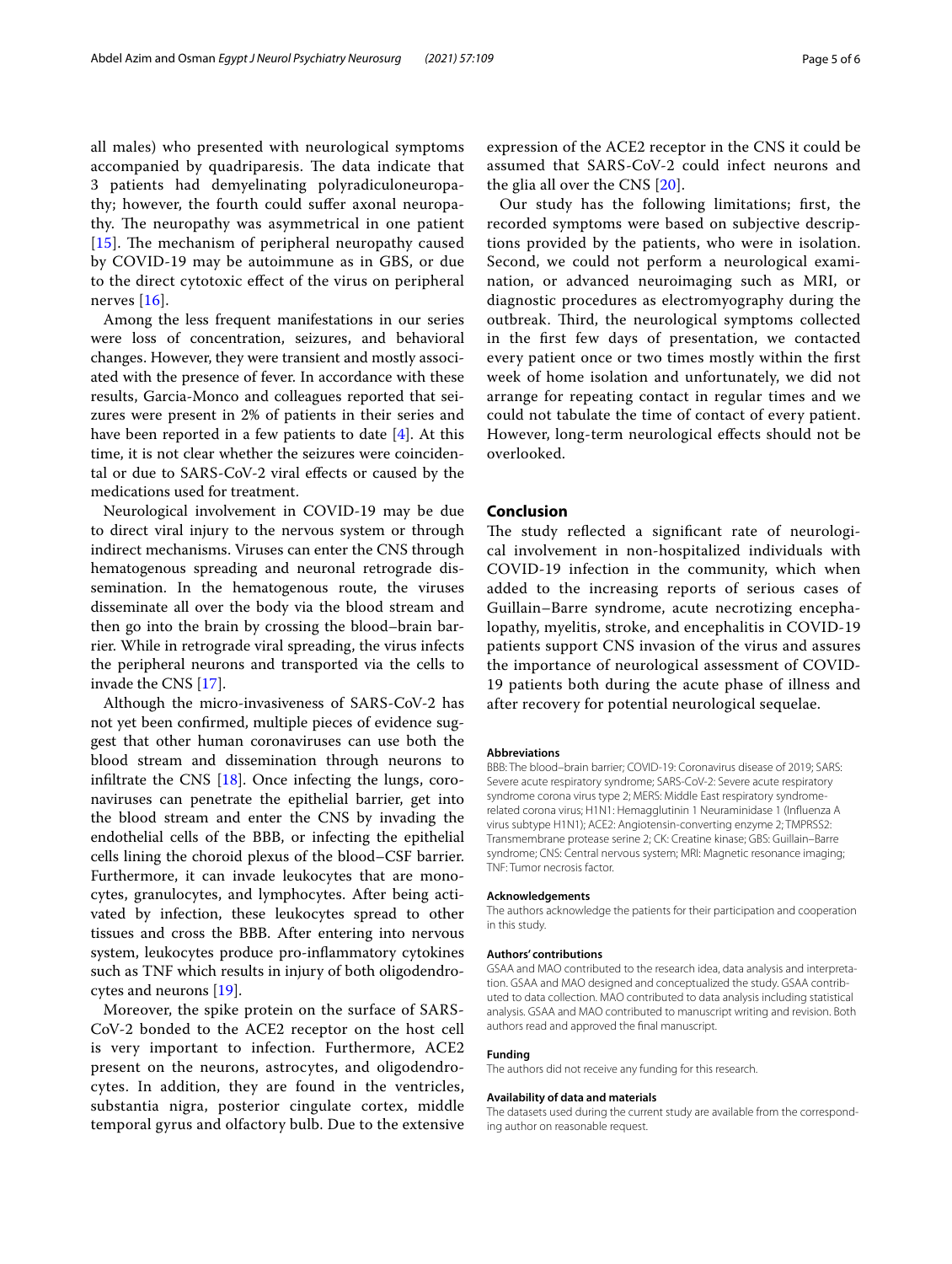all males) who presented with neurological symptoms accompanied by quadriparesis. The data indicate that 3 patients had demyelinating polyradiculoneuropathy; however, the fourth could suffer axonal neuropathy. The neuropathy was asymmetrical in one patient [15]. The mechanism of peripheral neuropathy caused by COVID-19 may be autoimmune as in GBS, or due to the direct cytotoxic effect of the virus on peripheral nerves [16].

Among the less frequent manifestations in our series were loss of concentration, seizures, and behavioral changes. However, they were transient and mostly associated with the presence of fever. In accordance with these results, Garcia-Monco and colleagues reported that seizures were present in 2% of patients in their series and have been reported in a few patients to date [4]. At this time, it is not clear whether the seizures were coincidental or due to SARS-CoV-2 viral effects or caused by the medications used for treatment.

Neurological involvement in COVID-19 may be due to direct viral injury to the nervous system or through indirect mechanisms. Viruses can enter the CNS through hematogenous spreading and neuronal retrograde dissemination. In the hematogenous route, the viruses disseminate all over the body via the blood stream and then go into the brain by crossing the blood–brain barrier. While in retrograde viral spreading, the virus infects the peripheral neurons and transported via the cells to invade the CNS [17].

Although the micro-invasiveness of SARS-CoV-2 has not yet been confirmed, multiple pieces of evidence suggest that other human coronaviruses can use both the blood stream and dissemination through neurons to infiltrate the CNS [18]. Once infecting the lungs, coronaviruses can penetrate the epithelial barrier, get into the blood stream and enter the CNS by invading the endothelial cells of the BBB, or infecting the epithelial cells lining the choroid plexus of the blood–CSF barrier. Furthermore, it can invade leukocytes that are monocytes, granulocytes, and lymphocytes. After being activated by infection, these leukocytes spread to other tissues and cross the BBB. After entering into nervous system, leukocytes produce pro-inflammatory cytokines such as TNF which results in injury of both oligodendrocytes and neurons [19].

Moreover, the spike protein on the surface of SARS-CoV-2 bonded to the ACE2 receptor on the host cell is very important to infection. Furthermore, ACE2 present on the neurons, astrocytes, and oligodendrocytes. In addition, they are found in the ventricles, substantia nigra, posterior cingulate cortex, middle temporal gyrus and olfactory bulb. Due to the extensive expression of the ACE2 receptor in the CNS it could be assumed that SARS-CoV-2 could infect neurons and the glia all over the CNS [20].

Our study has the following limitations; first, the recorded symptoms were based on subjective descriptions provided by the patients, who were in isolation. Second, we could not perform a neurological examination, or advanced neuroimaging such as MRI, or diagnostic procedures as electromyography during the outbreak. Third, the neurological symptoms collected in the first few days of presentation, we contacted every patient once or two times mostly within the first week of home isolation and unfortunately, we did not arrange for repeating contact in regular times and we could not tabulate the time of contact of every patient. However, long-term neurological effects should not be overlooked.

## Conclusion

The study reflected a significant rate of neurological involvement in non-hospitalized individuals with COVID-19 infection in the community, which when added to the increasing reports of serious cases of Guillain–Barre syndrome, acute necrotizing encephalopathy, myelitis, stroke, and encephalitis in COVID-19 patients support CNS invasion of the virus and assures the importance of neurological assessment of COVID-19 patients both during the acute phase of illness and after recovery for potential neurological sequelae.

### Abbreviations

BBB: The blood–brain barrier; COVID-19: Coronavirus disease of 2019; SARS: Severe acute respiratory syndrome; SARS-CoV-2: Severe acute respiratory syndrome corona virus type 2; MERS: Middle East respiratory syndrome-related corona virus; H1N1: Hemagglutinin 1 Neuraminidase 1 (Influenza A virus subtype H1N1); ACE2: Angiotensin-converting enzyme 2; TMPRSS2: Transmembrane protease serine 2; CK: Creatine kinase; GBS: Guillain–Barre syndrome; CNS: Central nervous system; MRI: Magnetic resonance imaging; TNF: Tumor necrosis factor.

### Acknowledgements

The authors acknowledge the patients for their participation and cooperation in this study.

### Authors' contributions

GSAA and MAO contributed to the research idea, data analysis and interpretation. GSAA and MAO designed and conceptualized the study. GSAA contributed to data collection. MAO contributed to data analysis including statistical analysis. GSAA and MAO contributed to manuscript writing and revision. Both authors read and approved the final manuscript.

### Funding

The authors did not receive any funding for this research.

### Availability of data and materials

The datasets used during the current study are available from the corresponding author on reasonable request.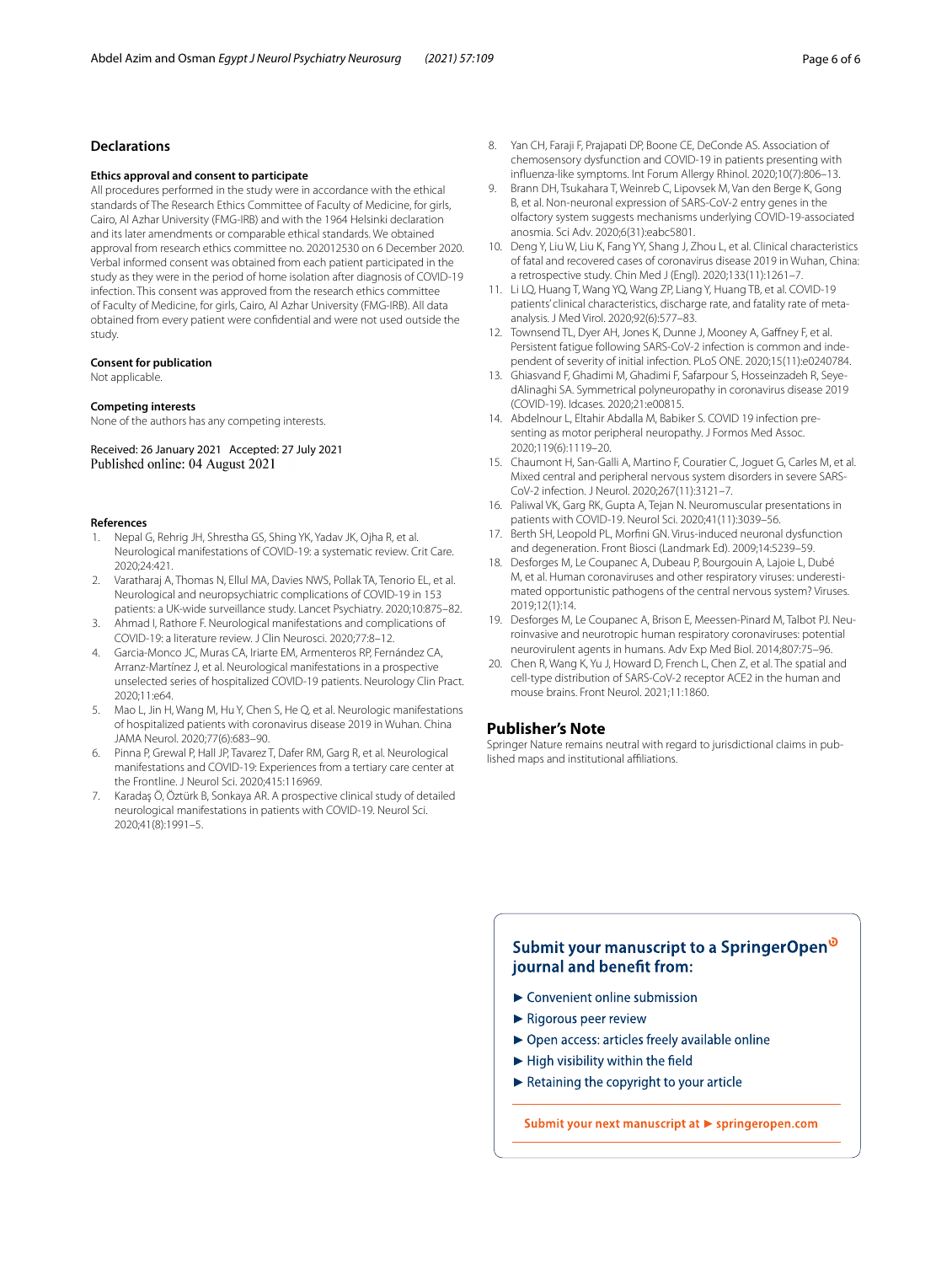## Declarations

### Ethics approval and consent to participate

All procedures performed in the study were in accordance with the ethical standards of The Research Ethics Committee of Faculty of Medicine, for girls, Cairo, Al Azhar University (FMG-IRB) and with the 1964 Helsinki declaration and its later amendments or comparable ethical standards. We obtained approval from research ethics committee no. 202012530 on 6 December 2020. Verbal informed consent was obtained from each patient participated in the study as they were in the period of home isolation after diagnosis of COVID-19 infection. This consent was approved from the research ethics committee of Faculty of Medicine, for girls, Cairo, Al Azhar University (FMG-IRB). All data obtained from every patient were confidential and were not used outside the study.

### Consent for publication

Not applicable.

### Competing interests

None of the authors has any competing interests.

Received: 26 January 2021 Accepted: 27 July 2021
Published online: 04 August 2021

## References

1. Nepal G, Rehrig JH, Shrestha GS, Shing YK, Yadav JK, Ojha R, et al. Neurological manifestations of COVID-19: a systematic review. Crit Care. 2020;24:421.
2. Varatharaj A, Thomas N, Ellul MA, Davies NWS, Pollak TA, Tenorio EL, et al. Neurological and neuropsychiatric complications of COVID-19 in 153 patients: a UK-wide surveillance study. Lancet Psychiatry. 2020;10:875–82.
3. Ahmad I, Rathore F. Neurological manifestations and complications of COVID-19: a literature review. J Clin Neurosci. 2020;77:8–12.
4. Garcia-Monco JC, Muras CA, Iriarte EM, Armenteros RP, Fernández CA, Arranz-Martínez J, et al. Neurological manifestations in a prospective unselected series of hospitalized COVID-19 patients. Neurology Clin Pract. 2020;11:e64.
5. Mao L, Jin H, Wang M, Hu Y, Chen S, He Q, et al. Neurologic manifestations of hospitalized patients with coronavirus disease 2019 in Wuhan. China JAMA Neurol. 2020;77(6):683–90.
6. Pinna P, Grewal P, Hall JP, Tavarez T, Dafer RM, Garg R, et al. Neurological manifestations and COVID-19: Experiences from a tertiary care center at the Frontline. J Neurol Sci. 2020;415:116969.
7. Karadaş Ö, Öztürk B, Sonkaya AR. A prospective clinical study of detailed neurological manifestations in patients with COVID-19. Neurol Sci. 2020;41(8):1991–5.
8. Yan CH, Faraji F, Prajapati DP, Boone CE, DeConde AS. Association of chemosensory dysfunction and COVID-19 in patients presenting with influenza-like symptoms. Int Forum Allergy Rhinol. 2020;10(7):806–13.
9. Brann DH, Tsukahara T, Weinreb C, Lipovsek M, Van den Berge K, Gong B, et al. Non-neuronal expression of SARS-CoV-2 entry genes in the olfactory system suggests mechanisms underlying COVID-19-associated anosmia. Sci Adv. 2020;6(31):eabc5801.
10. Deng Y, Liu W, Liu K, Fang YY, Shang J, Zhou L, et al. Clinical characteristics of fatal and recovered cases of coronavirus disease 2019 in Wuhan, China: a retrospective study. Chin Med J (Engl). 2020;133(11):1261–7.
11. Li LQ, Huang T, Wang YQ, Wang ZP, Liang Y, Huang TB, et al. COVID-19 patients' clinical characteristics, discharge rate, and fatality rate of meta-analysis. J Med Virol. 2020;92(6):577–83.
12. Townsend TL, Dyer AH, Jones K, Dunne J, Mooney A, Gaffney F, et al. Persistent fatigue following SARS-CoV-2 infection is common and independent of severity of initial infection. PLoS ONE. 2020;15(11):e0240784.
13. Ghiasvand F, Ghadimi M, Ghadimi F, Safarpour S, Hosseinzadeh R, SeyedAlinaghi SA. Symmetrical polyneuropathy in coronavirus disease 2019 (COVID-19). Idcases. 2020;21:e00815.
14. Abdelnour L, Eltahir Abdalla M, Babiker S. COVID 19 infection presenting as motor peripheral neuropathy. J Formos Med Assoc. 2020;119(6):1119–20.
15. Chaumont H, San-Galli A, Martino F, Couratier C, Joguet G, Carles M, et al. Mixed central and peripheral nervous system disorders in severe SARS-CoV-2 infection. J Neurol. 2020;267(11):3121–7.
16. Paliwal VK, Garg RK, Gupta A, Tejan N. Neuromuscular presentations in patients with COVID-19. Neurol Sci. 2020;41(11):3039–56.
17. Berth SH, Leopold PL, Morfini GN. Virus-induced neuronal dysfunction and degeneration. Front Biosci (Landmark Ed). 2009;14:5239–59.
18. Desforges M, Le Coupanec A, Dubeau P, Bourgouin A, Lajoie L, Dubé M, et al. Human coronaviruses and other respiratory viruses: underestimated opportunistic pathogens of the central nervous system? Viruses. 2019;12(1):14.
19. Desforges M, Le Coupanec A, Brison E, Meessen-Pinard M, Talbot PJ. Neuroinvasive and neurotropic human respiratory coronaviruses: potential neurovirulent agents in humans. Adv Exp Med Biol. 2014;807:75–96.
20. Chen R, Wang K, Yu J, Howard D, French L, Chen Z, et al. The spatial and cell-type distribution of SARS-CoV-2 receptor ACE2 in the human and mouse brains. Front Neurol. 2021;11:1860.

## Publisher's Note

Springer Nature remains neutral with regard to jurisdictional claims in published maps and institutional affiliations.

**Submit your manuscript to a SpringerOpen journal and benefit from:**

- Convenient online submission
- Rigorous peer review
- Open access: articles freely available online
- High visibility within the field
- Retaining the copyright to your article

**Submit your next manuscript at ▶ springeropen.com**